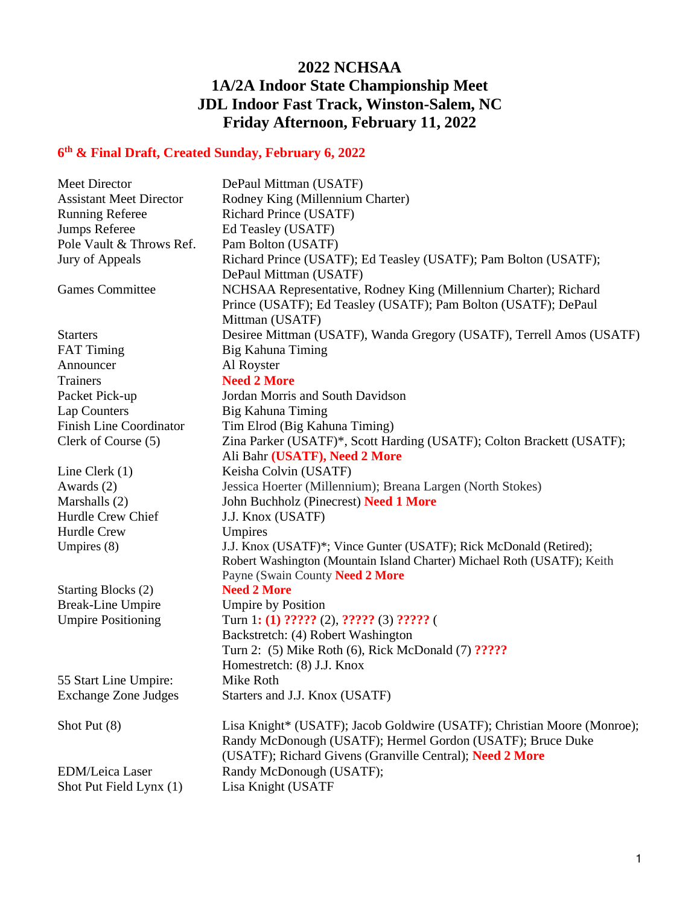# 2022 NCHSAA
# 1A/2A Indoor State Championship Meet
# JDL Indoor Fast Track, Winston-Salem, NC
# Friday Afternoon, February 11, 2022

**6th & Final Draft, Created Sunday, February 6, 2022**

| | |
|---|---|
| Meet Director | DePaul Mittman (USATF) |
| Assistant Meet Director | Rodney King (Millennium Charter) |
| Running Referee | Richard Prince (USATF) |
| Jumps Referee | Ed Teasley (USATF) |
| Pole Vault & Throws Ref. | Pam Bolton (USATF) |
| Jury of Appeals | Richard Prince (USATF); Ed Teasley (USATF); Pam Bolton (USATF); DePaul Mittman (USATF) |
| Games Committee | NCHSAA Representative, Rodney King (Millennium Charter); Richard Prince (USATF); Ed Teasley (USATF); Pam Bolton (USATF); DePaul Mittman (USATF) |
| Starters | Desiree Mittman (USATF), Wanda Gregory (USATF), Terrell Amos (USATF) |
| FAT Timing | Big Kahuna Timing |
| Announcer | Al Royster |
| Trainers | **Need 2 More** |
| Packet Pick-up | Jordan Morris and South Davidson |
| Lap Counters | Big Kahuna Timing |
| Finish Line Coordinator | Tim Elrod (Big Kahuna Timing) |
| Clerk of Course (5) | Zina Parker (USATF)*, Scott Harding (USATF); Colton Brackett (USATF); Ali Bahr **(USATF), Need 2 More** |
| Line Clerk (1) | Keisha Colvin (USATF) |
| Awards (2) | Jessica Hoerter (Millennium); Breana Largen (North Stokes) |
| Marshalls (2) | John Buchholz (Pinecrest) **Need 1 More** |
| Hurdle Crew Chief | J.J. Knox (USATF) |
| Hurdle Crew | Umpires |
| Umpires (8) | J.J. Knox (USATF)*; Vince Gunter (USATF); Rick McDonald (Retired); Robert Washington (Mountain Island Charter) Michael Roth (USATF); Keith Payne (Swain County **Need 2 More** |
| Starting Blocks (2) | **Need 2 More** |
| Break-Line Umpire | Umpire by Position |
| Umpire Positioning | Turn 1**: (1) ?????** (2), **?????** (3) **?????** (<br>Backstretch: (4) Robert Washington<br>Turn 2: (5) Mike Roth (6), Rick McDonald (7) **?????**<br>Homestretch: (8) J.J. Knox |
| 55 Start Line Umpire: | Mike Roth |
| Exchange Zone Judges | Starters and J.J. Knox (USATF) |
| Shot Put (8) | Lisa Knight* (USATF); Jacob Goldwire (USATF); Christian Moore (Monroe); Randy McDonough (USATF); Hermel Gordon (USATF); Bruce Duke (USATF); Richard Givens (Granville Central); **Need 2 More** |
| EDM/Leica Laser | Randy McDonough (USATF); |
| Shot Put Field Lynx (1) | Lisa Knight (USATF |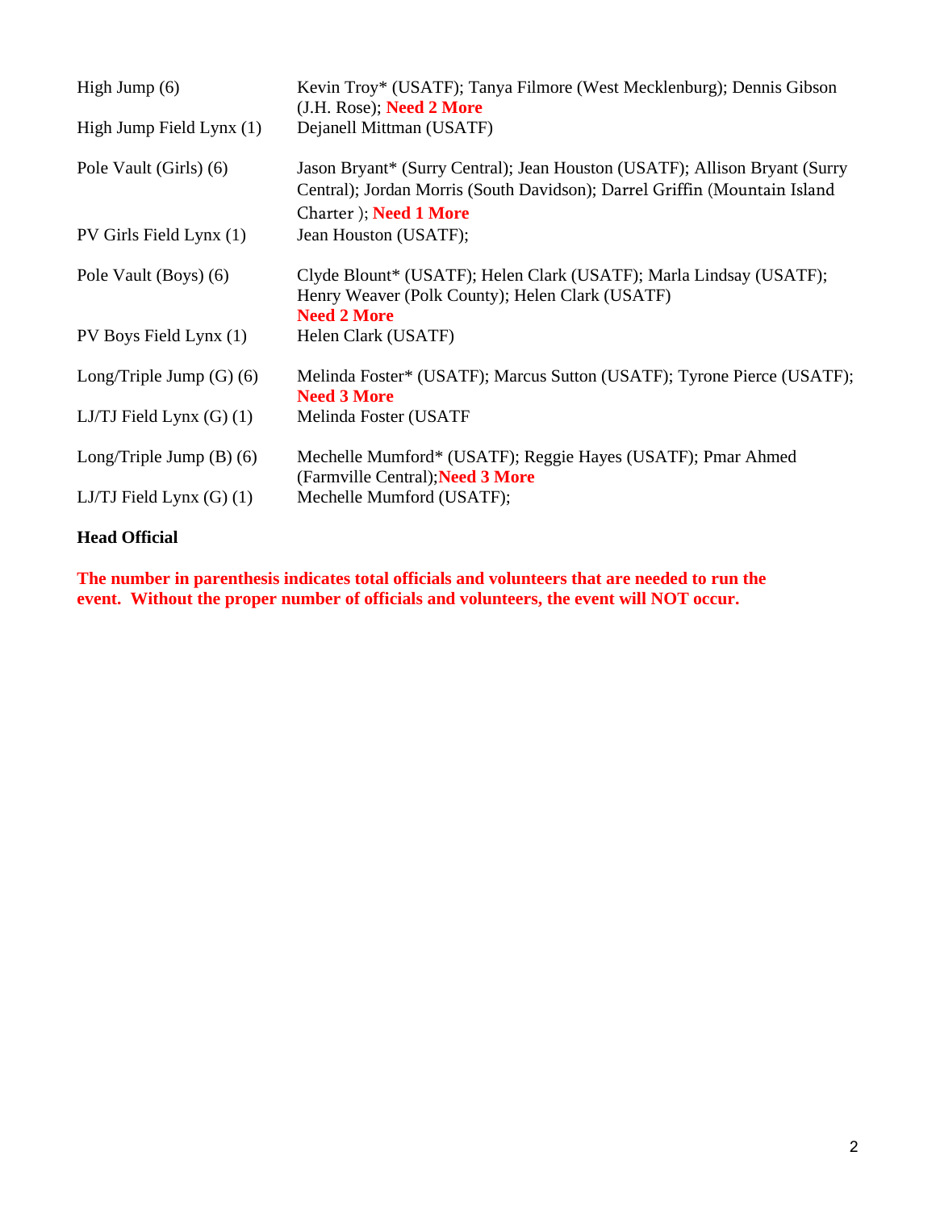| | |
|---|---|
| High Jump (6) | Kevin Troy* (USATF); Tanya Filmore (West Mecklenburg); Dennis Gibson (J.H. Rose); **Need 2 More** |
| High Jump Field Lynx (1) | Dejanell Mittman (USATF) |
| Pole Vault (Girls) (6) | Jason Bryant* (Surry Central); Jean Houston (USATF); Allison Bryant (Surry Central); Jordan Morris (South Davidson); Darrel Griffin (Mountain Island Charter ); **Need 1 More** |
| PV Girls Field Lynx (1) | Jean Houston (USATF); |
| Pole Vault (Boys) (6) | Clyde Blount* (USATF); Helen Clark (USATF); Marla Lindsay (USATF); Henry Weaver (Polk County); Helen Clark (USATF) **Need 2 More** |
| PV Boys Field Lynx (1) | Helen Clark (USATF) |
| Long/Triple Jump (G) (6) | Melinda Foster* (USATF); Marcus Sutton (USATF); Tyrone Pierce (USATF); **Need 3 More** |
| LJ/TJ Field Lynx (G) (1) | Melinda Foster (USATF |
| Long/Triple Jump (B) (6) | Mechelle Mumford* (USATF); Reggie Hayes (USATF); Pmar Ahmed (Farmville Central);**Need 3 More** |
| LJ/TJ Field Lynx (G) (1) | Mechelle Mumford (USATF); |

**Head Official**

**The number in parenthesis indicates total officials and volunteers that are needed to run the event. Without the proper number of officials and volunteers, the event will NOT occur.**